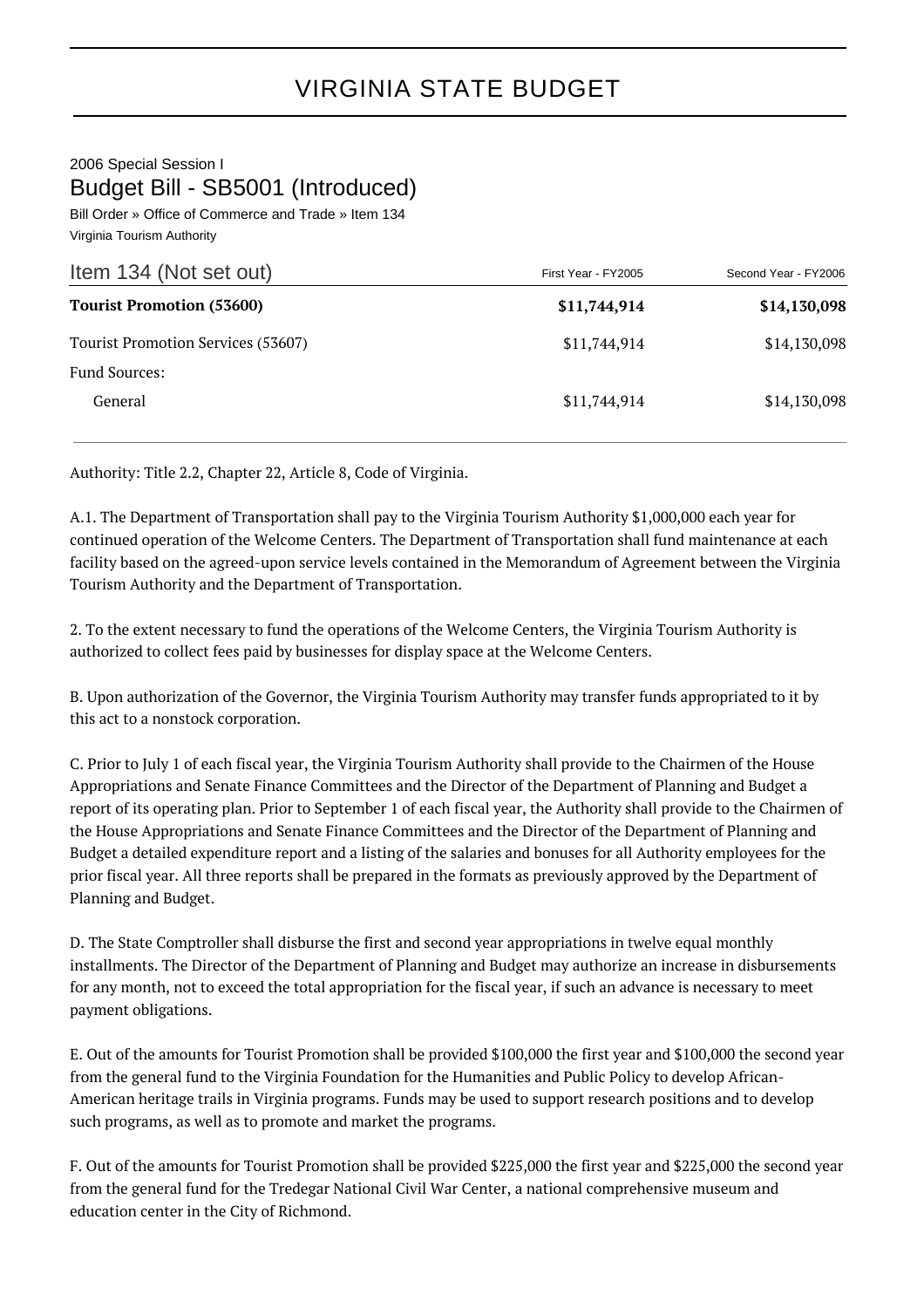# VIRGINIA STATE BUDGET

2006 Special Session I

## Budget Bill - SB5001 (Introduced)

Bill Order » Office of Commerce and Trade » Item 134

Virginia Tourism Authority

| Item 134 (Not set out) | First Year - FY2005 | Second Year - FY2006 |
|---|---|---|
| **Tourist Promotion (53600)** | **$11,744,914** | **$14,130,098** |
| Tourist Promotion Services (53607) | $11,744,914 | $14,130,098 |
| Fund Sources: | | |
| General | $11,744,914 | $14,130,098 |

Authority: Title 2.2, Chapter 22, Article 8, Code of Virginia.

A.1. The Department of Transportation shall pay to the Virginia Tourism Authority $1,000,000 each year for continued operation of the Welcome Centers. The Department of Transportation shall fund maintenance at each facility based on the agreed-upon service levels contained in the Memorandum of Agreement between the Virginia Tourism Authority and the Department of Transportation.

2. To the extent necessary to fund the operations of the Welcome Centers, the Virginia Tourism Authority is authorized to collect fees paid by businesses for display space at the Welcome Centers.

B. Upon authorization of the Governor, the Virginia Tourism Authority may transfer funds appropriated to it by this act to a nonstock corporation.

C. Prior to July 1 of each fiscal year, the Virginia Tourism Authority shall provide to the Chairmen of the House Appropriations and Senate Finance Committees and the Director of Planning and Budget a report of its operating plan. Prior to September 1 of each fiscal year, the Authority shall provide to the Chairmen of the House Appropriations and Senate Finance Committees and the Director of the Department of Planning and Budget a detailed expenditure report and a listing of the salaries and bonuses for all Authority employees for the prior fiscal year. All three reports shall be prepared in the formats as previously approved by the Department of Planning and Budget.

D. The State Comptroller shall disburse the first and second year appropriations in twelve equal monthly installments. The Director of the Department of Planning and Budget may authorize an increase in disbursements for any month, not to exceed the total appropriation for the fiscal year, if such an advance is necessary to meet payment obligations.

E. Out of the amounts for Tourist Promotion shall be provided $100,000 the first year and $100,000 the second year from the general fund to the Virginia Foundation for the Humanities and Public Policy to develop African-American heritage trails in Virginia programs. Funds may be used to support research positions and to develop such programs, as well as to promote and market the programs.

F. Out of the amounts for Tourist Promotion shall be provided $225,000 the first year and $225,000 the second year from the general fund for the Tredegar National Civil War Center, a national comprehensive museum and education center in the City of Richmond.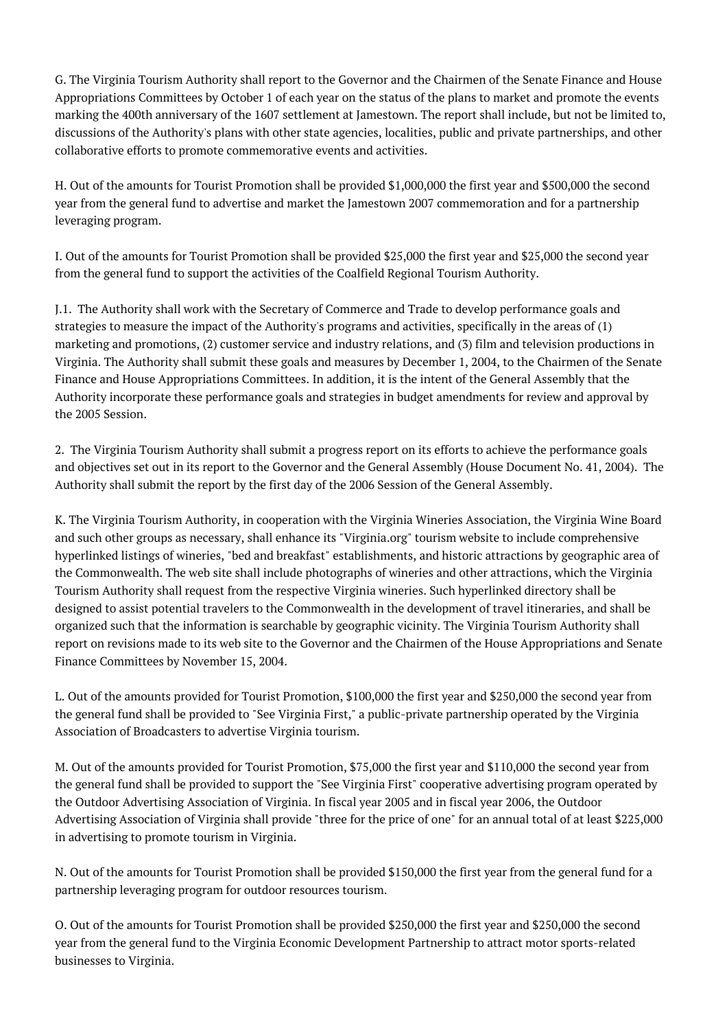G. The Virginia Tourism Authority shall report to the Governor and the Chairmen of the Senate Finance and House Appropriations Committees by October 1 of each year on the status of the plans to market and promote the events marking the 400th anniversary of the 1607 settlement at Jamestown. The report shall include, but not be limited to, discussions of the Authority's plans with other state agencies, localities, public and private partnerships, and other collaborative efforts to promote commemorative events and activities.

H. Out of the amounts for Tourist Promotion shall be provided $1,000,000 the first year and $500,000 the second year from the general fund to advertise and market the Jamestown 2007 commemoration and for a partnership leveraging program.

I. Out of the amounts for Tourist Promotion shall be provided $25,000 the first year and $25,000 the second year from the general fund to support the activities of the Coalfield Regional Tourism Authority.

J.1. The Authority shall work with the Secretary of Commerce and Trade to develop performance goals and strategies to measure the impact of the Authority's programs and activities, specifically in the areas of (1) marketing and promotions, (2) customer service and industry relations, and (3) film and television productions in Virginia. The Authority shall submit these goals and measures by December 1, 2004, to the Chairmen of the Senate Finance and House Appropriations Committees. In addition, it is the intent of the General Assembly that the Authority incorporate these performance goals and strategies in budget amendments for review and approval by the 2005 Session.

2. The Virginia Tourism Authority shall submit a progress report on its efforts to achieve the performance goals and objectives set out in its report to the Governor and the General Assembly (House Document No. 41, 2004). The Authority shall submit the report by the first day of the 2006 Session of the General Assembly.

K. The Virginia Tourism Authority, in cooperation with the Virginia Wineries Association, the Virginia Wine Board and such other groups as necessary, shall enhance its "Virginia.org" tourism website to include comprehensive hyperlinked listings of wineries, "bed and breakfast" establishments, and historic attractions by geographic area of the Commonwealth. The web site shall include photographs of wineries and other attractions, which the Virginia Tourism Authority shall request from the respective Virginia wineries. Such hyperlinked directory shall be designed to assist potential travelers to the Commonwealth in the development of travel itineraries, and shall be organized such that the information is searchable by geographic vicinity. The Virginia Tourism Authority shall report on revisions made to its web site to the Governor and the Chairmen of the House Appropriations and Senate Finance Committees by November 15, 2004.

L. Out of the amounts provided for Tourist Promotion, $100,000 the first year and $250,000 the second year from the general fund shall be provided to "See Virginia First," a public-private partnership operated by the Virginia Association of Broadcasters to advertise Virginia tourism.

M. Out of the amounts provided for Tourist Promotion, $75,000 the first year and $110,000 the second year from the general fund shall be provided to support the "See Virginia First" cooperative advertising program operated by the Outdoor Advertising Association of Virginia. In fiscal year 2005 and in fiscal year 2006, the Outdoor Advertising Association of Virginia shall provide "three for the price of one" for an annual total of at least $225,000 in advertising to promote tourism in Virginia.

N. Out of the amounts for Tourist Promotion shall be provided $150,000 the first year from the general fund for a partnership leveraging program for outdoor resources tourism.

O. Out of the amounts for Tourist Promotion shall be provided $250,000 the first year and $250,000 the second year from the general fund to the Virginia Economic Development Partnership to attract motor sports-related businesses to Virginia.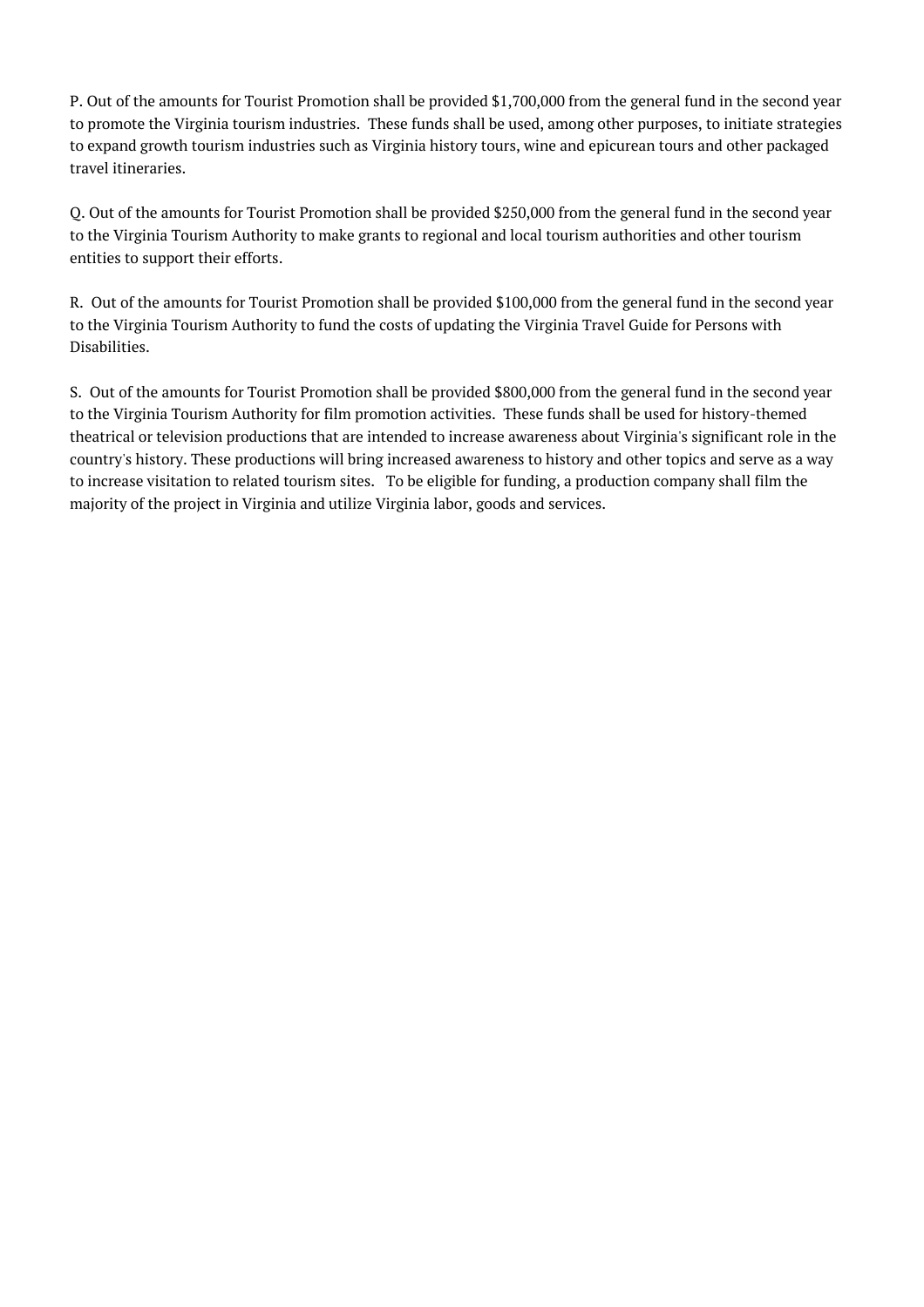P. Out of the amounts for Tourist Promotion shall be provided $1,700,000 from the general fund in the second year to promote the Virginia tourism industries. These funds shall be used, among other purposes, to initiate strategies to expand growth tourism industries such as Virginia history tours, wine and epicurean tours and other packaged travel itineraries.

Q. Out of the amounts for Tourist Promotion shall be provided $250,000 from the general fund in the second year to the Virginia Tourism Authority to make grants to regional and local tourism authorities and other tourism entities to support their efforts.

R. Out of the amounts for Tourist Promotion shall be provided $100,000 from the general fund in the second year to the Virginia Tourism Authority to fund the costs of updating the Virginia Travel Guide for Persons with Disabilities.

S. Out of the amounts for Tourist Promotion shall be provided $800,000 from the general fund in the second year to the Virginia Tourism Authority for film promotion activities. These funds shall be used for history-themed theatrical or television productions that are intended to increase awareness about Virginia's significant role in the country's history. These productions will bring increased awareness to history and other topics and serve as a way to increase visitation to related tourism sites. To be eligible for funding, a production company shall film the majority of the project in Virginia and utilize Virginia labor, goods and services.